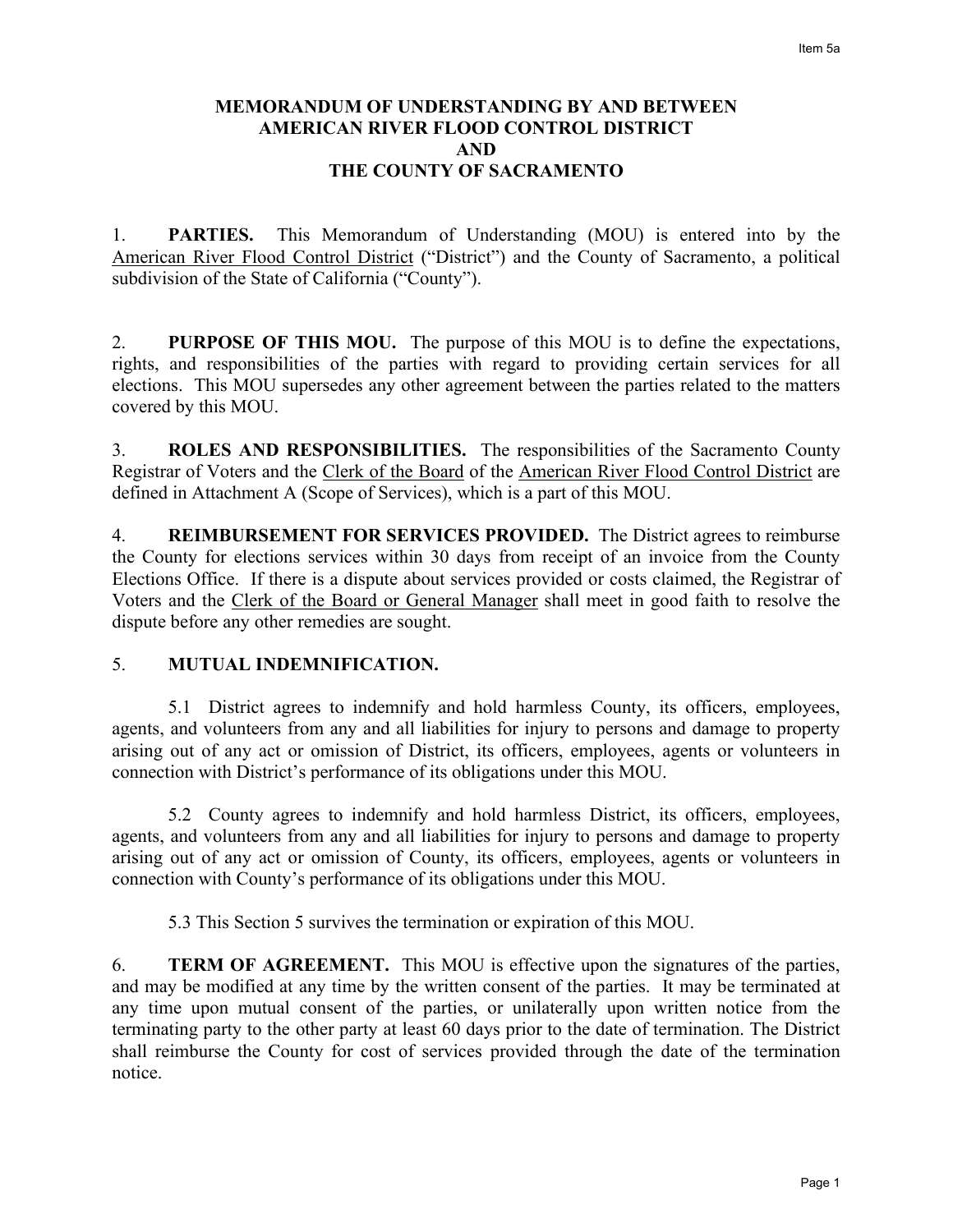# MEMORANDUM OF UNDERSTANDING BY AND BETWEEN AMERICAN RIVER FLOOD CONTROL DISTRICT AND THE COUNTY OF SACRAMENTO

1. **PARTIES.** This Memorandum of Understanding (MOU) is entered into by the American River Flood Control District ("District") and the County of Sacramento, a political subdivision of the State of California ("County").

2. **PURPOSE OF THIS MOU.** The purpose of this MOU is to define the expectations, rights, and responsibilities of the parties with regard to providing certain services for all elections. This MOU supersedes any other agreement between the parties related to the matters covered by this MOU.

3. **ROLES AND RESPONSIBILITIES.** The responsibilities of the Sacramento County Registrar of Voters and the Clerk of the Board of the American River Flood Control District are defined in Attachment A (Scope of Services), which is a part of this MOU.

4. **REIMBURSEMENT FOR SERVICES PROVIDED.** The District agrees to reimburse the County for elections services within 30 days from receipt of an invoice from the County Elections Office. If there is a dispute about services provided or costs claimed, the Registrar of Voters and the Clerk of the Board or General Manager shall meet in good faith to resolve the dispute before any other remedies are sought.

5. **MUTUAL INDEMNIFICATION.**

5.1 District agrees to indemnify and hold harmless County, its officers, employees, agents, and volunteers from any and all liabilities for injury to persons and damage to property arising out of any act or omission of District, its officers, employees, agents or volunteers in connection with District's performance of its obligations under this MOU.

5.2 County agrees to indemnify and hold harmless District, its officers, employees, agents, and volunteers from any and all liabilities for injury to persons and damage to property arising out of any act or omission of County, its officers, employees, agents or volunteers in connection with County's performance of its obligations under this MOU.

5.3 This Section 5 survives the termination or expiration of this MOU.

6. **TERM OF AGREEMENT.** This MOU is effective upon the signatures of the parties, and may be modified at any time by the written consent of the parties. It may be terminated at any time upon mutual consent of the parties, or unilaterally upon written notice from the terminating party to the other party at least 60 days prior to the date of termination. The District shall reimburse the County for cost of services provided through the date of the termination notice.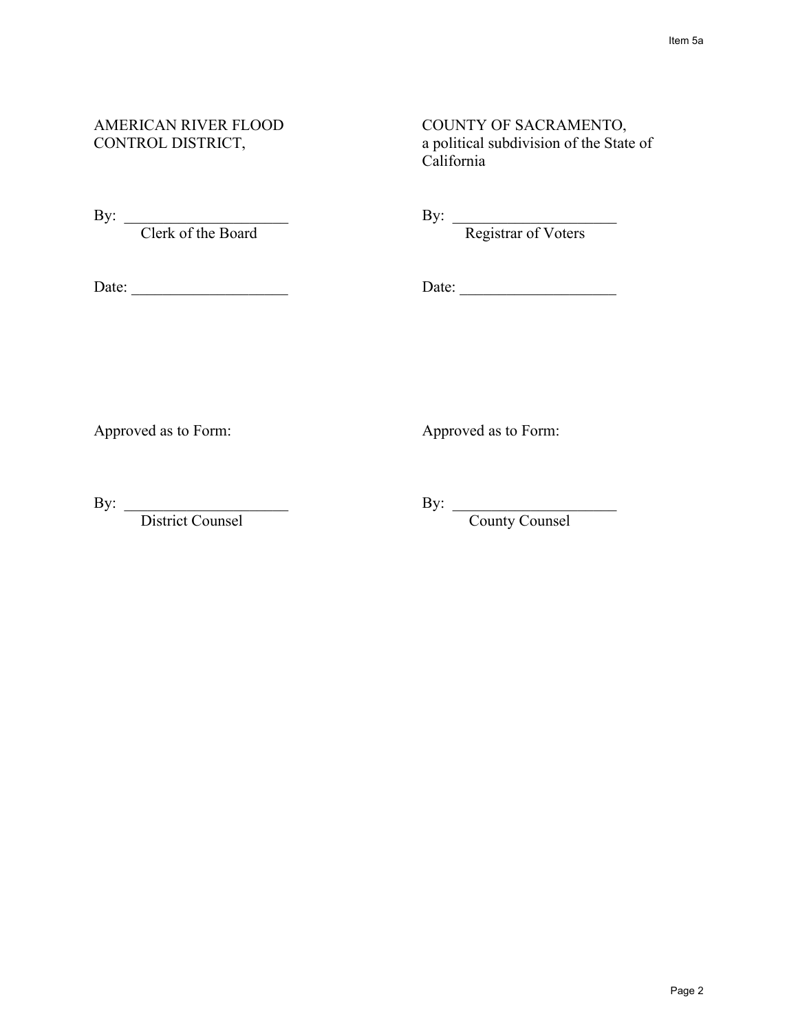AMERICAN RIVER FLOOD CONTROL DISTRICT,

By: _____________________
Clerk of the Board

Date: ____________________

COUNTY OF SACRAMENTO, a political subdivision of the State of California

By: _____________________
Registrar of Voters

Date: ____________________

Approved as to Form:

By: _____________________
District Counsel

Approved as to Form:

By: _____________________
County Counsel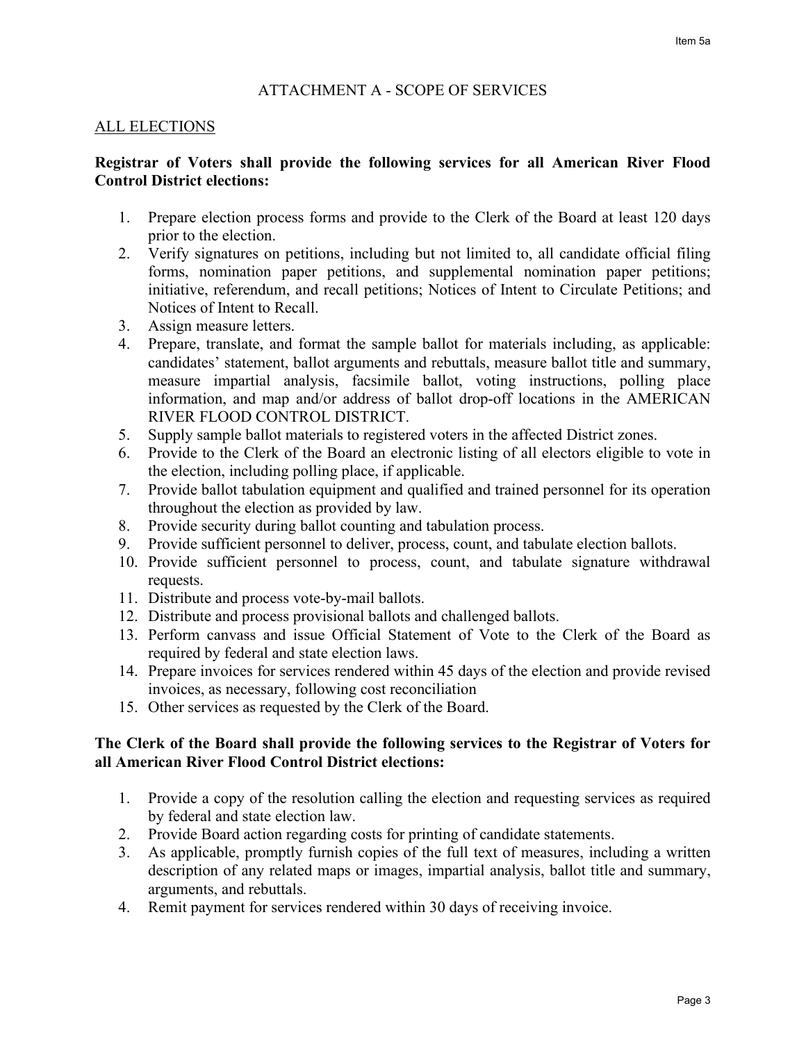## ATTACHMENT A - SCOPE OF SERVICES

ALL ELECTIONS

**Registrar of Voters shall provide the following services for all American River Flood Control District elections:**

1. Prepare election process forms and provide to the Clerk of the Board at least 120 days prior to the election.
2. Verify signatures on petitions, including but not limited to, all candidate official filing forms, nomination paper petitions, and supplemental nomination paper petitions; initiative, referendum, and recall petitions; Notices of Intent to Circulate Petitions; and Notices of Intent to Recall.
3. Assign measure letters.
4. Prepare, translate, and format the sample ballot for materials including, as applicable: candidates' statement, ballot arguments and rebuttals, measure ballot title and summary, measure impartial analysis, facsimile ballot, voting instructions, polling place information, and map and/or address of ballot drop-off locations in the AMERICAN RIVER FLOOD CONTROL DISTRICT.
5. Supply sample ballot materials to registered voters in the affected District zones.
6. Provide to the Clerk of the Board an electronic listing of all electors eligible to vote in the election, including polling place, if applicable.
7. Provide ballot tabulation equipment and qualified and trained personnel for its operation throughout the election as provided by law.
8. Provide security during ballot counting and tabulation process.
9. Provide sufficient personnel to deliver, process, count, and tabulate election ballots.
10. Provide sufficient personnel to process, count, and tabulate signature withdrawal requests.
11. Distribute and process vote-by-mail ballots.
12. Distribute and process provisional ballots and challenged ballots.
13. Perform canvass and issue Official Statement of Vote to the Clerk of the Board as required by federal and state election laws.
14. Prepare invoices for services rendered within 45 days of the election and provide revised invoices, as necessary, following cost reconciliation
15. Other services as requested by the Clerk of the Board.

**The Clerk of the Board shall provide the following services to the Registrar of Voters for all American River Flood Control District elections:**

1. Provide a copy of the resolution calling the election and requesting services as required by federal and state election law.
2. Provide Board action regarding costs for printing of candidate statements.
3. As applicable, promptly furnish copies of the full text of measures, including a written description of any related maps or images, impartial analysis, ballot title and summary, arguments, and rebuttals.
4. Remit payment for services rendered within 30 days of receiving invoice.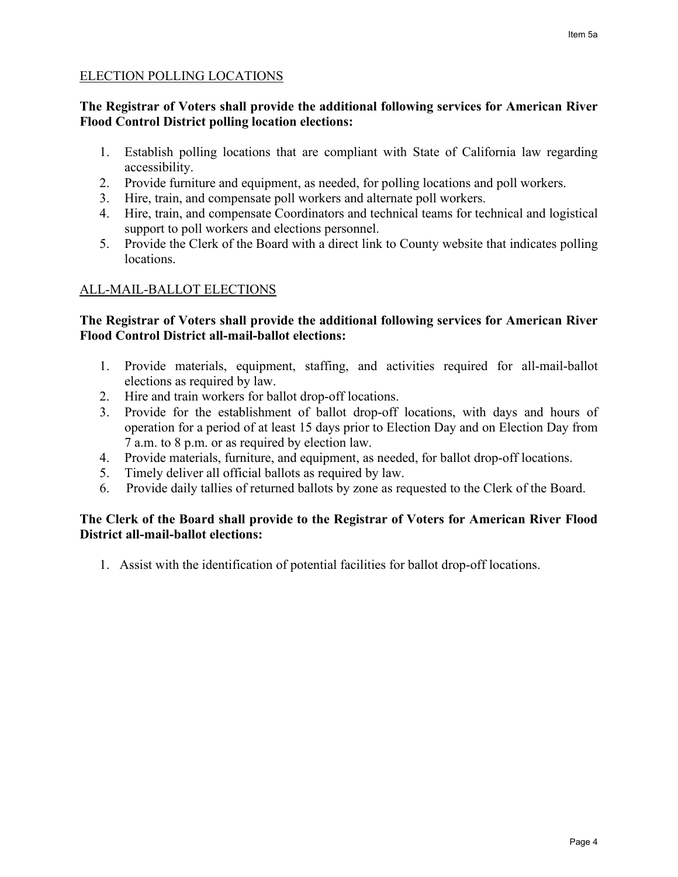ELECTION POLLING LOCATIONS

**The Registrar of Voters shall provide the additional following services for American River Flood Control District polling location elections:**

1. Establish polling locations that are compliant with State of California law regarding accessibility.
2. Provide furniture and equipment, as needed, for polling locations and poll workers.
3. Hire, train, and compensate poll workers and alternate poll workers.
4. Hire, train, and compensate Coordinators and technical teams for technical and logistical support to poll workers and elections personnel.
5. Provide the Clerk of the Board with a direct link to County website that indicates polling locations.

ALL-MAIL-BALLOT ELECTIONS

**The Registrar of Voters shall provide the additional following services for American River Flood Control District all-mail-ballot elections:**

1. Provide materials, equipment, staffing, and activities required for all-mail-ballot elections as required by law.
2. Hire and train workers for ballot drop-off locations.
3. Provide for the establishment of ballot drop-off locations, with days and hours of operation for a period of at least 15 days prior to Election Day and on Election Day from 7 a.m. to 8 p.m. or as required by election law.
4. Provide materials, furniture, and equipment, as needed, for ballot drop-off locations.
5. Timely deliver all official ballots as required by law.
6. Provide daily tallies of returned ballots by zone as requested to the Clerk of the Board.

**The Clerk of the Board shall provide to the Registrar of Voters for American River Flood District all-mail-ballot elections:**

1. Assist with the identification of potential facilities for ballot drop-off locations.